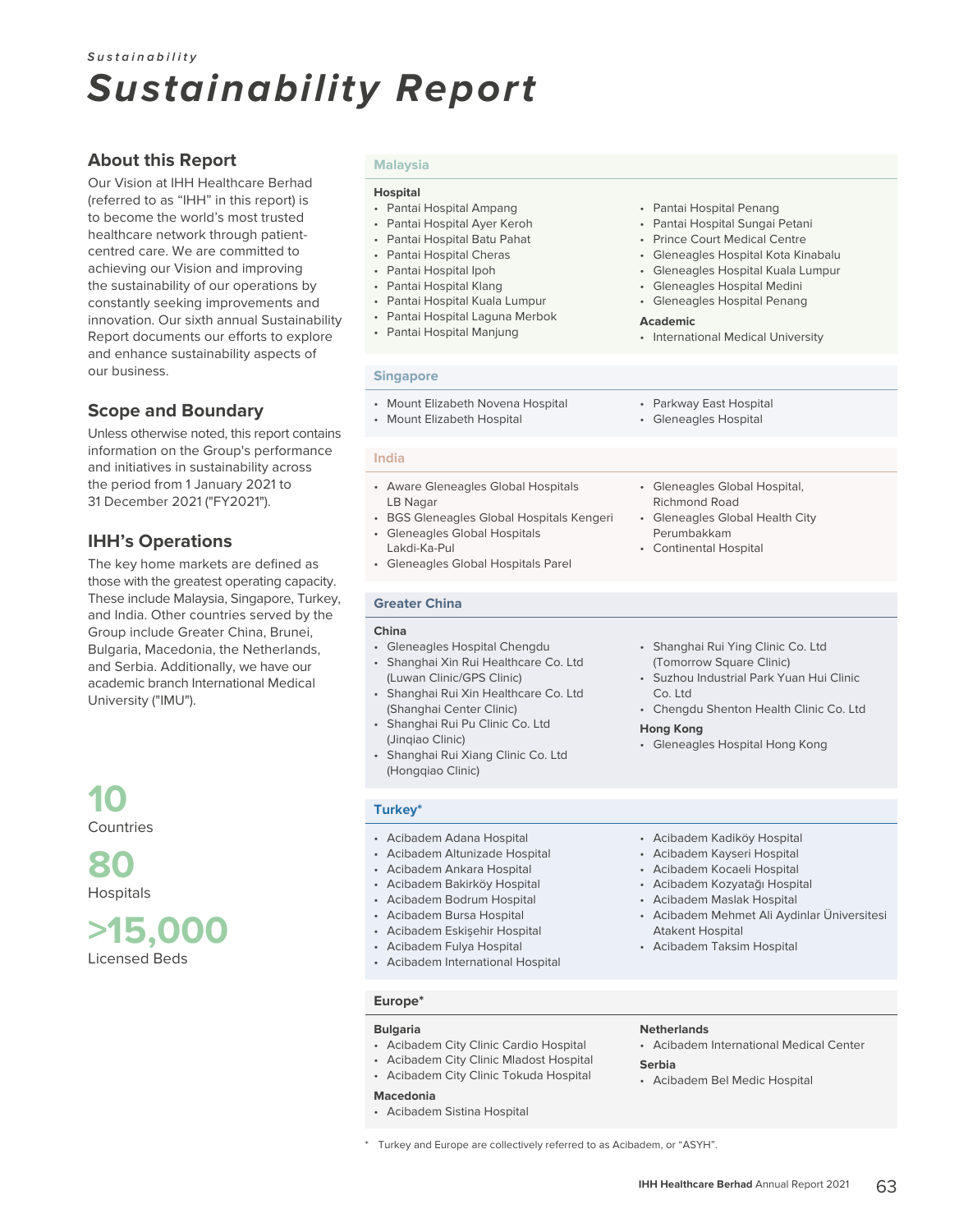*Sustainability*

# Sustainability Report

## About this Report

Our Vision at IHH Healthcare Berhad (referred to as "IHH" in this report) is to become the world's most trusted healthcare network through patient-centred care. We are committed to achieving our Vision and improving the sustainability of our operations by constantly seeking improvements and innovation. Our sixth annual Sustainability Report documents our efforts to explore and enhance sustainability aspects of our business.

## Scope and Boundary

Unless otherwise noted, this report contains information on the Group's performance and initiatives in sustainability across the period from 1 January 2021 to 31 December 2021 ("FY2021").

## IHH's Operations

The key home markets are defined as those with the greatest operating capacity. These include Malaysia, Singapore, Turkey, and India. Other countries served by the Group include Greater China, Brunei, Bulgaria, Macedonia, the Netherlands, and Serbia. Additionally, we have our academic branch International Medical University ("IMU").

**10**
Countries

**80**
Hospitals

**>15,000**
Licensed Beds

### Malaysia

**Hospital**

- Pantai Hospital Ampang
- Pantai Hospital Ayer Keroh
- Pantai Hospital Batu Pahat
- Pantai Hospital Cheras
- Pantai Hospital Ipoh
- Pantai Hospital Klang
- Pantai Hospital Kuala Lumpur
- Pantai Hospital Laguna Merbok
- Pantai Hospital Manjung
- Pantai Hospital Penang
- Pantai Hospital Sungai Petani
- Prince Court Medical Centre
- Gleneagles Hospital Kota Kinabalu
- Gleneagles Hospital Kuala Lumpur
- Gleneagles Hospital Medini
- Gleneagles Hospital Penang

**Academic**

- International Medical University

### Singapore

- Mount Elizabeth Novena Hospital
- Mount Elizabeth Hospital
- Parkway East Hospital
- Gleneagles Hospital

### India

- Aware Gleneagles Global Hospitals LB Nagar
- BGS Gleneagles Global Hospitals Kengeri
- Gleneagles Global Hospitals Lakdi-Ka-Pul
- Gleneagles Global Hospitals Parel
- Gleneagles Global Hospital, Richmond Road
- Gleneagles Global Health City Perumbakkam
- Continental Hospital

### Greater China

**China**

- Gleneagles Hospital Chengdu
- Shanghai Xin Rui Healthcare Co. Ltd (Luwan Clinic/GPS Clinic)
- Shanghai Rui Xin Healthcare Co. Ltd (Shanghai Center Clinic)
- Shanghai Rui Pu Clinic Co. Ltd (Jinqiao Clinic)
- Shanghai Rui Xiang Clinic Co. Ltd (Hongqiao Clinic)
- Shanghai Rui Ying Clinic Co. Ltd (Tomorrow Square Clinic)
- Suzhou Industrial Park Yuan Hui Clinic Co. Ltd
- Chengdu Shenton Health Clinic Co. Ltd

**Hong Kong**

- Gleneagles Hospital Hong Kong

### Turkey*

- Acibadem Adana Hospital
- Acibadem Altunizade Hospital
- Acibadem Ankara Hospital
- Acibadem Bakirköy Hospital
- Acibadem Bodrum Hospital
- Acibadem Bursa Hospital
- Acibadem Eskişehir Hospital
- Acibadem Fulya Hospital
- Acibadem International Hospital
- Acibadem Kadiköy Hospital
- Acibadem Kayseri Hospital
- Acibadem Kocaeli Hospital
- Acibadem Kozyatağı Hospital
- Acibadem Maslak Hospital
- Acibadem Mehmet Ali Aydinlar Üniversitesi Atakent Hospital
- Acibadem Taksim Hospital

### Europe*

**Bulgaria**

- Acibadem City Clinic Cardio Hospital
- Acibadem City Clinic Mladost Hospital
- Acibadem City Clinic Tokuda Hospital

**Macedonia**

- Acibadem Sistina Hospital

**Netherlands**

- Acibadem International Medical Center

**Serbia**

- Acibadem Bel Medic Hospital

\* Turkey and Europe are collectively referred to as Acibadem, or "ASYH".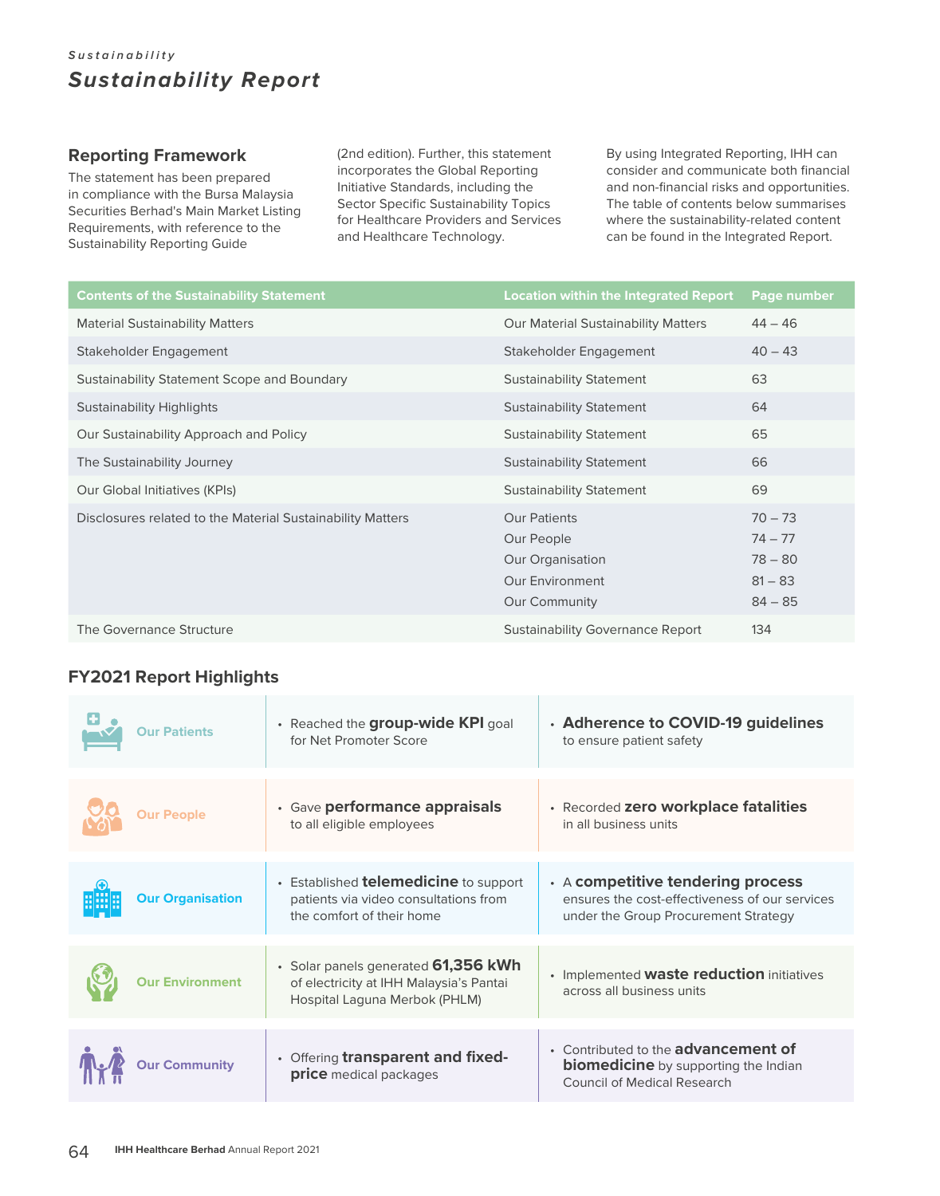*Sustainability*

# *Sustainability Report*

## Reporting Framework

The statement has been prepared in compliance with the Bursa Malaysia Securities Berhad's Main Market Listing Requirements, with reference to the Sustainability Reporting Guide (2nd edition). Further, this statement incorporates the Global Reporting Initiative Standards, including the Sector Specific Sustainability Topics for Healthcare Providers and Services and Healthcare Technology.

By using Integrated Reporting, IHH can consider and communicate both financial and non-financial risks and opportunities. The table of contents below summarises where the sustainability-related content can be found in the Integrated Report.

| Contents of the Sustainability Statement | Location within the Integrated Report | Page number |
|---|---|---|
| Material Sustainability Matters | Our Material Sustainability Matters | 44 – 46 |
| Stakeholder Engagement | Stakeholder Engagement | 40 – 43 |
| Sustainability Statement Scope and Boundary | Sustainability Statement | 63 |
| Sustainability Highlights | Sustainability Statement | 64 |
| Our Sustainability Approach and Policy | Sustainability Statement | 65 |
| The Sustainability Journey | Sustainability Statement | 66 |
| Our Global Initiatives (KPIs) | Sustainability Statement | 69 |
| Disclosures related to the Material Sustainability Matters | Our Patients | 70 – 73 |
| | Our People | 74 – 77 |
| | Our Organisation | 78 – 80 |
| | Our Environment | 81 – 83 |
| | Our Community | 84 – 85 |
| The Governance Structure | Sustainability Governance Report | 134 |

## FY2021 Report Highlights

| | | |
|---|---|---|
| Our Patients | • Reached the **group-wide KPI** goal for Net Promoter Score | • **Adherence to COVID-19 guidelines** to ensure patient safety |
| Our People | • Gave **performance appraisals** to all eligible employees | • Recorded **zero workplace fatalities** in all business units |
| Our Organisation | • Established **telemedicine** to support patients via video consultations from the comfort of their home | • A **competitive tendering process** ensures the cost-effectiveness of our services under the Group Procurement Strategy |
| Our Environment | • Solar panels generated **61,356 kWh** of electricity at IHH Malaysia's Pantai Hospital Laguna Merbok (PHLM) | • Implemented **waste reduction** initiatives across all business units |
| Our Community | • Offering **transparent and fixed-price** medical packages | • Contributed to the **advancement of biomedicine** by supporting the Indian Council of Medical Research |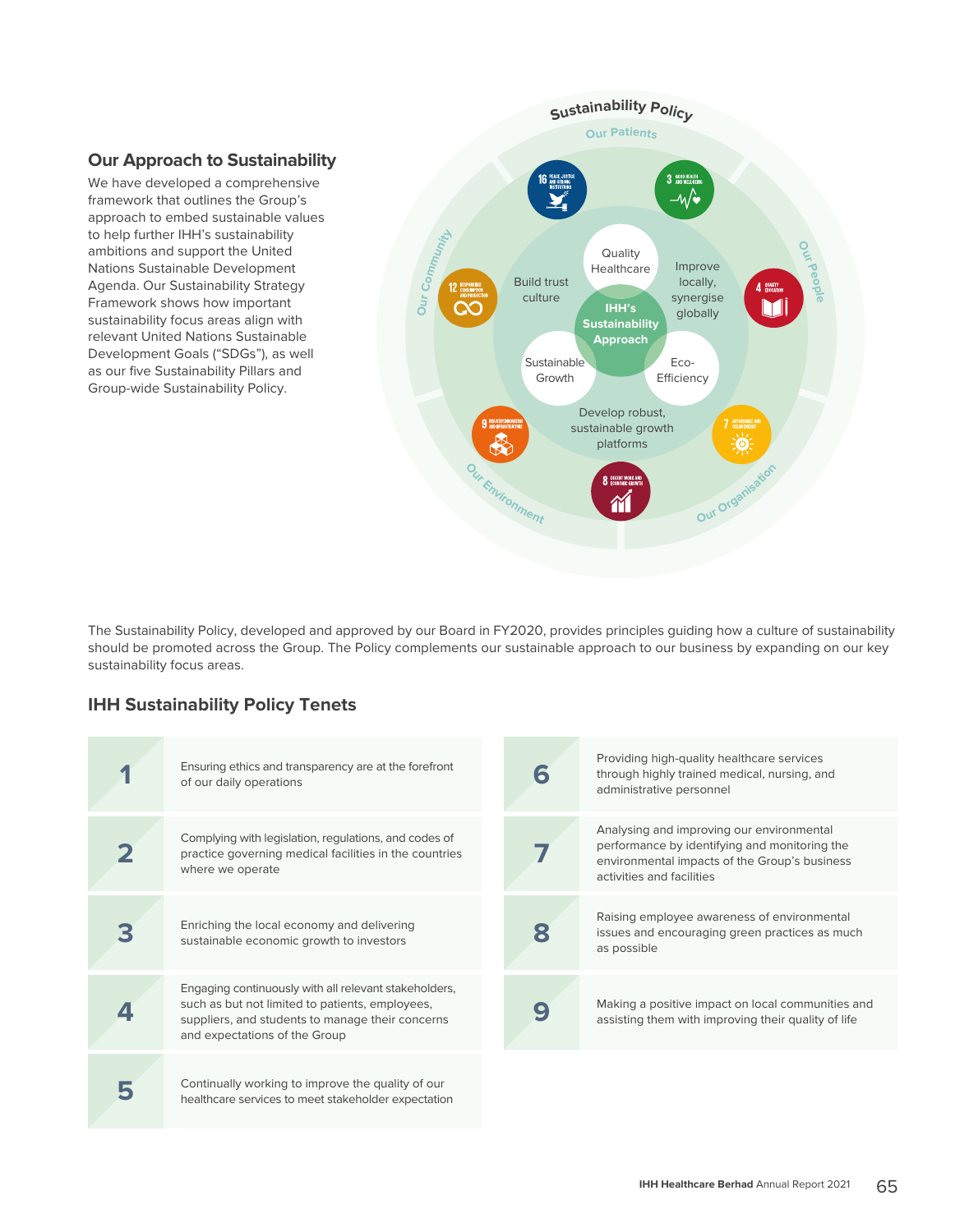## Our Approach to Sustainability

We have developed a comprehensive framework that outlines the Group's approach to embed sustainable values to help further IHH's sustainability ambitions and support the United Nations Sustainable Development Agenda. Our Sustainability Strategy Framework shows how important sustainability focus areas align with relevant United Nations Sustainable Development Goals ("SDGs"), as well as our five Sustainability Pillars and Group-wide Sustainability Policy.

Sustainability Policy

Our Patients · Our People · Our Organisation · Our Environment · Our Community

IHH's Sustainability Approach

Quality Healthcare · Eco-Efficiency · Sustainable Growth

Build trust culture · Improve locally, synergise globally · Develop robust, sustainable growth platforms

The Sustainability Policy, developed and approved by our Board in FY2020, provides principles guiding how a culture of sustainability should be promoted across the Group. The Policy complements our sustainable approach to our business by expanding on our key sustainability focus areas.

### IHH Sustainability Policy Tenets

| | |
|---|---|
| 1 | Ensuring ethics and transparency are at the forefront of our daily operations |
| 2 | Complying with legislation, regulations, and codes of practice governing medical facilities in the countries where we operate |
| 3 | Enriching the local economy and delivering sustainable economic growth to investors |
| 4 | Engaging continuously with all relevant stakeholders, such as but not limited to patients, employees, suppliers, and students to manage their concerns and expectations of the Group |
| 5 | Continually working to improve the quality of our healthcare services to meet stakeholder expectation |
| 6 | Providing high-quality healthcare services through highly trained medical, nursing, and administrative personnel |
| 7 | Analysing and improving our environmental performance by identifying and monitoring the environmental impacts of the Group's business activities and facilities |
| 8 | Raising employee awareness of environmental issues and encouraging green practices as much as possible |
| 9 | Making a positive impact on local communities and assisting them with improving their quality of life |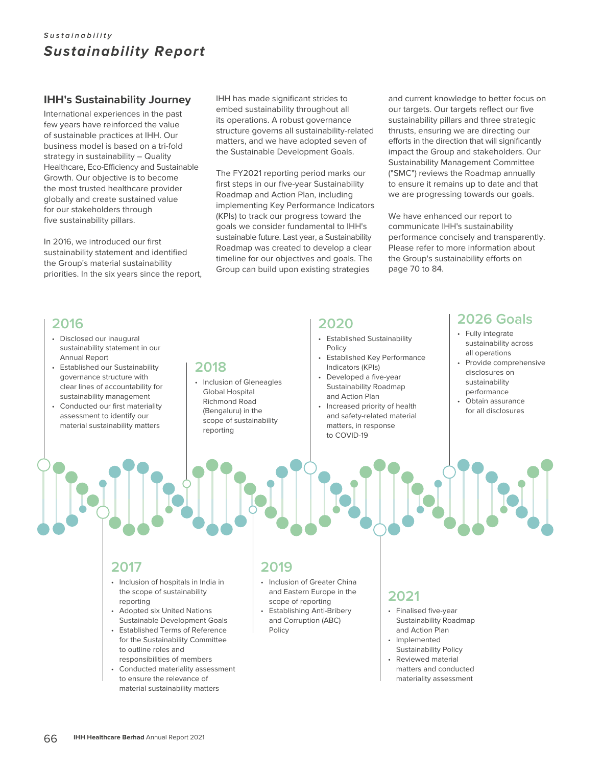# Sustainability Report

## IHH's Sustainability Journey

International experiences in the past few years have reinforced the value of sustainable practices at IHH. Our business model is based on a tri-fold strategy in sustainability – Quality Healthcare, Eco-Efficiency and Sustainable Growth. Our objective is to become the most trusted healthcare provider globally and create sustained value for our stakeholders through five sustainability pillars.

In 2016, we introduced our first sustainability statement and identified the Group's material sustainability priorities. In the six years since the report, IHH has made significant strides to embed sustainability throughout all its operations. A robust governance structure governs all sustainability-related matters, and we have adopted seven of the Sustainable Development Goals.

The FY2021 reporting period marks our first steps in our five-year Sustainability Roadmap and Action Plan, including implementing Key Performance Indicators (KPIs) to track our progress toward the goals we consider fundamental to IHH's sustainable future. Last year, a Sustainability Roadmap was created to develop a clear timeline for our objectives and goals. The Group can build upon existing strategies and current knowledge to better focus on our targets. Our targets reflect our five sustainability pillars and three strategic thrusts, ensuring we are directing our efforts in the direction that will significantly impact the Group and stakeholders. Our Sustainability Management Committee ("SMC") reviews the Roadmap annually to ensure it remains up to date and that we are progressing towards our goals.

We have enhanced our report to communicate IHH's sustainability performance concisely and transparently. Please refer to more information about the Group's sustainability efforts on page 70 to 84.

### 2016

- Disclosed our inaugural sustainability statement in our Annual Report
- Established our Sustainability governance structure with clear lines of accountability for sustainability management
- Conducted our first materiality assessment to identify our material sustainability matters

### 2017

- Inclusion of hospitals in India in the scope of sustainability reporting
- Adopted six United Nations Sustainable Development Goals
- Established Terms of Reference for the Sustainability Committee to outline roles and responsibilities of members
- Conducted materiality assessment to ensure the relevance of material sustainability matters

### 2018

- Inclusion of Gleneagles Global Hospital Richmond Road (Bengaluru) in the scope of sustainability reporting

### 2019

- Inclusion of Greater China and Eastern Europe in the scope of reporting
- Establishing Anti-Bribery and Corruption (ABC) Policy

### 2020

- Established Sustainability Policy
- Established Key Performance Indicators (KPIs)
- Developed a five-year Sustainability Roadmap and Action Plan
- Increased priority of health and safety-related material matters, in response to COVID-19

### 2021

- Finalised five-year Sustainability Roadmap and Action Plan
- Implemented Sustainability Policy
- Reviewed material matters and conducted materiality assessment

### 2026 Goals

- Fully integrate sustainability across all operations
- Provide comprehensive disclosures on sustainability performance
- Obtain assurance for all disclosures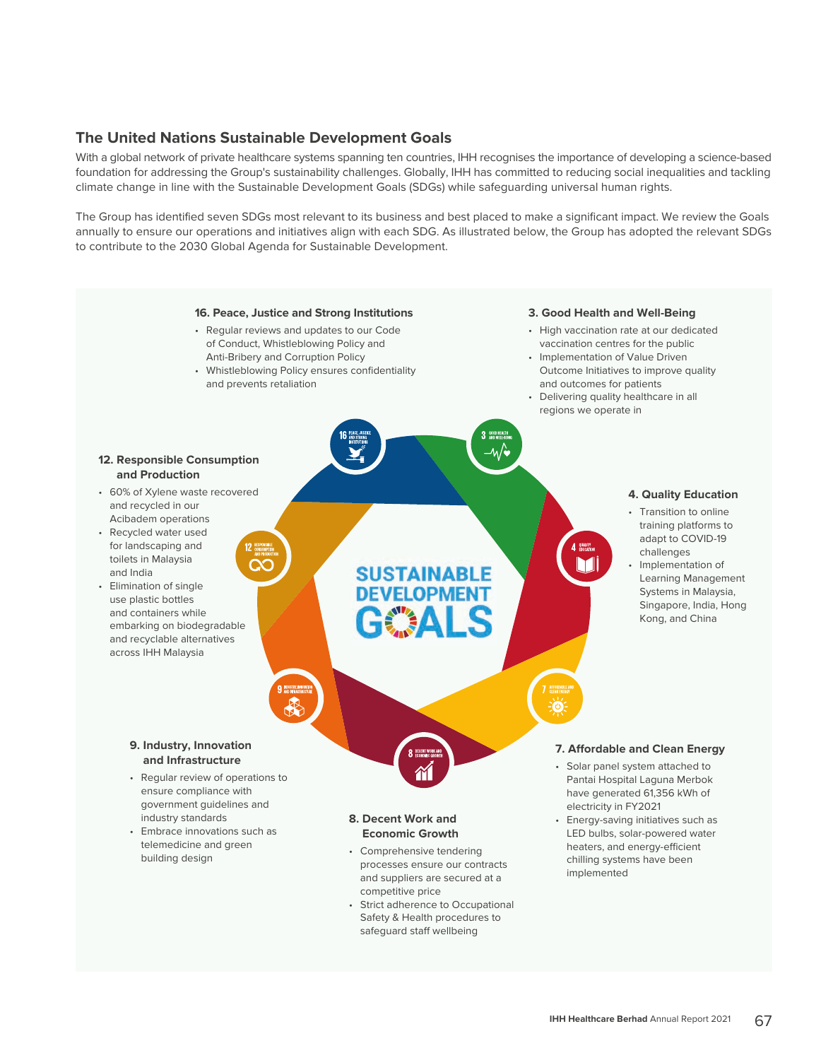## The United Nations Sustainable Development Goals

With a global network of private healthcare systems spanning ten countries, IHH recognises the importance of developing a science-based foundation for addressing the Group's sustainability challenges. Globally, IHH has committed to reducing social inequalities and tackling climate change in line with the Sustainable Development Goals (SDGs) while safeguarding universal human rights.

The Group has identified seven SDGs most relevant to its business and best placed to make a significant impact. We review the Goals annually to ensure our operations and initiatives align with each SDG. As illustrated below, the Group has adopted the relevant SDGs to contribute to the 2030 Global Agenda for Sustainable Development.

### 16. Peace, Justice and Strong Institutions

- Regular reviews and updates to our Code of Conduct, Whistleblowing Policy and Anti-Bribery and Corruption Policy
- Whistleblowing Policy ensures confidentiality and prevents retaliation

### 3. Good Health and Well-Being

- High vaccination rate at our dedicated vaccination centres for the public
- Implementation of Value Driven Outcome Initiatives to improve quality and outcomes for patients
- Delivering quality healthcare in all regions we operate in

### 12. Responsible Consumption and Production

- 60% of Xylene waste recovered and recycled in our Acibadem operations
- Recycled water used for landscaping and toilets in Malaysia and India
- Elimination of single use plastic bottles and containers while embarking on biodegradable and recyclable alternatives across IHH Malaysia

### 4. Quality Education

- Transition to online training platforms to adapt to COVID-19 challenges
- Implementation of Learning Management Systems in Malaysia, Singapore, India, Hong Kong, and China

### 9. Industry, Innovation and Infrastructure

- Regular review of operations to ensure compliance with government guidelines and industry standards
- Embrace innovations such as telemedicine and green building design

### 8. Decent Work and Economic Growth

- Comprehensive tendering processes ensure our contracts and suppliers are secured at a competitive price
- Strict adherence to Occupational Safety & Health procedures to safeguard staff wellbeing

### 7. Affordable and Clean Energy

- Solar panel system attached to Pantai Hospital Laguna Merbok have generated 61,356 kWh of electricity in FY2021
- Energy-saving initiatives such as LED bulbs, solar-powered water heaters, and energy-efficient chilling systems have been implemented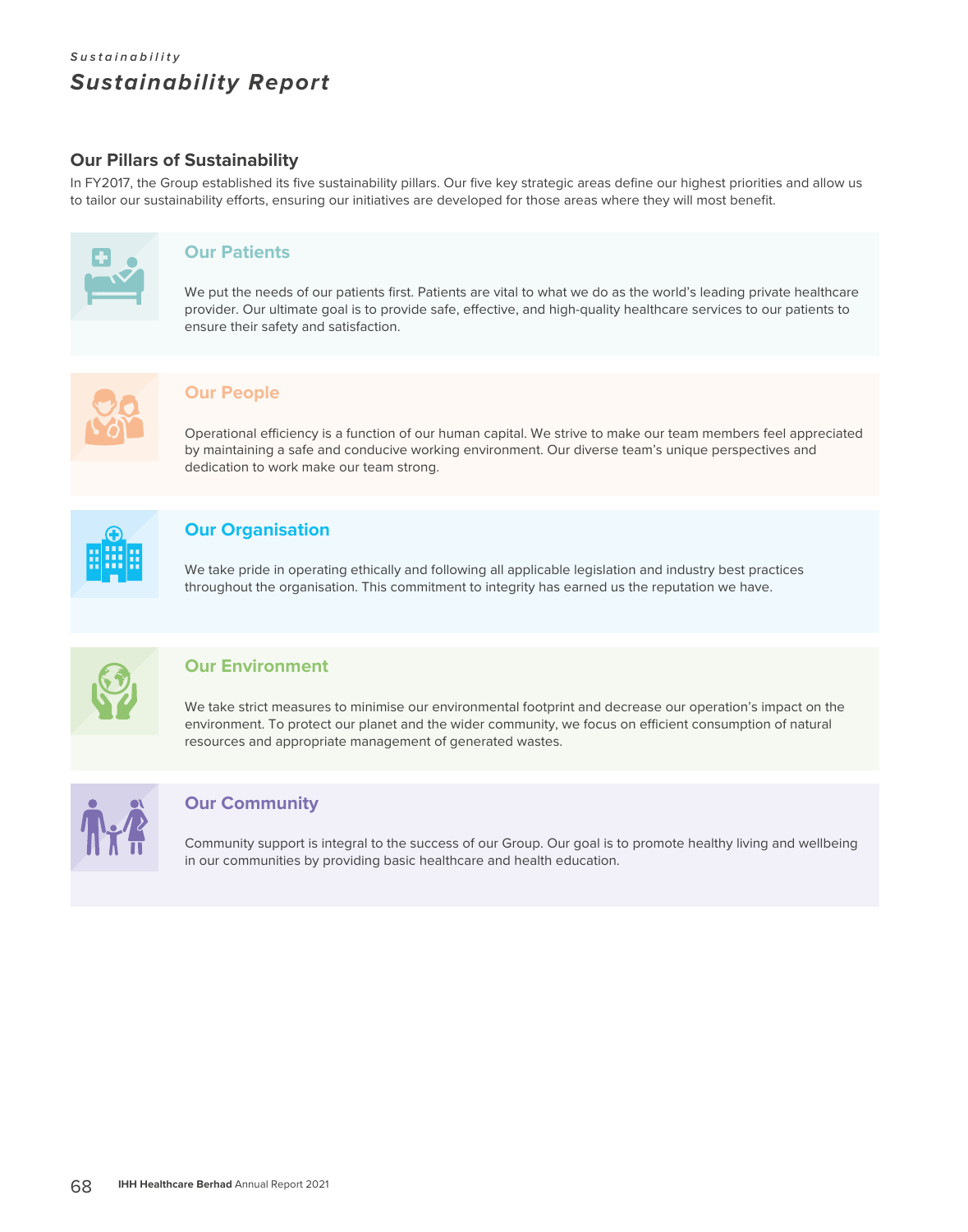## Our Pillars of Sustainability

In FY2017, the Group established its five sustainability pillars. Our five key strategic areas define our highest priorities and allow us to tailor our sustainability efforts, ensuring our initiatives are developed for those areas where they will most benefit.

### Our Patients

We put the needs of our patients first. Patients are vital to what we do as the world's leading private healthcare provider. Our ultimate goal is to provide safe, effective, and high-quality healthcare services to our patients to ensure their safety and satisfaction.

### Our People

Operational efficiency is a function of our human capital. We strive to make our team members feel appreciated by maintaining a safe and conducive working environment. Our diverse team's unique perspectives and dedication to work make our team strong.

### Our Organisation

We take pride in operating ethically and following all applicable legislation and industry best practices throughout the organisation. This commitment to integrity has earned us the reputation we have.

### Our Environment

We take strict measures to minimise our environmental footprint and decrease our operation's impact on the environment. To protect our planet and the wider community, we focus on efficient consumption of natural resources and appropriate management of generated wastes.

### Our Community

Community support is integral to the success of our Group. Our goal is to promote healthy living and wellbeing in our communities by providing basic healthcare and health education.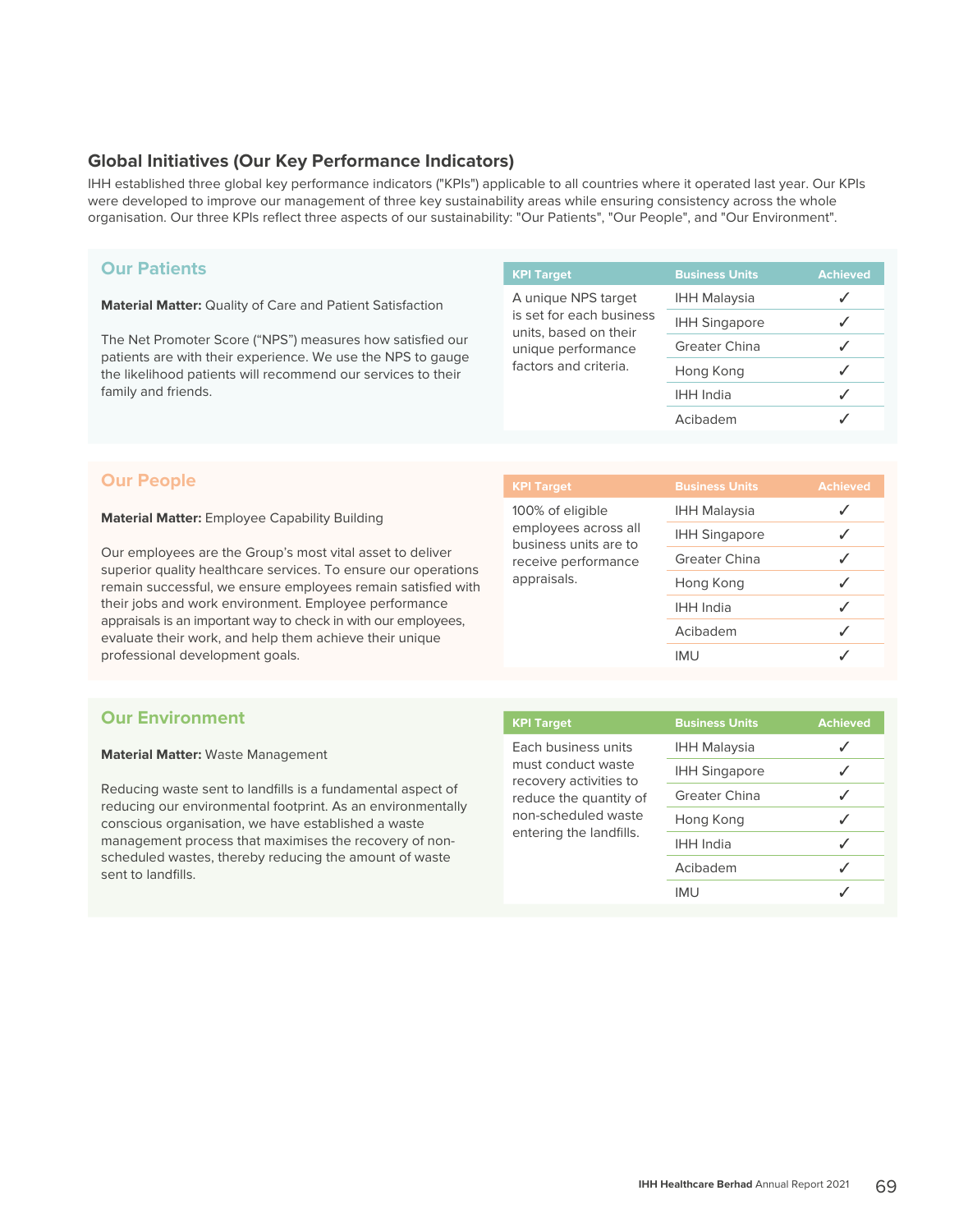## Global Initiatives (Our Key Performance Indicators)

IHH established three global key performance indicators ("KPIs") applicable to all countries where it operated last year. Our KPIs were developed to improve our management of three key sustainability areas while ensuring consistency across the whole organisation. Our three KPIs reflect three aspects of our sustainability: "Our Patients", "Our People", and "Our Environment".

### Our Patients

**Material Matter:** Quality of Care and Patient Satisfaction

The Net Promoter Score ("NPS") measures how satisfied our patients are with their experience. We use the NPS to gauge the likelihood patients will recommend our services to their family and friends.

| KPI Target | Business Units | Achieved |
|---|---|---|
| A unique NPS target is set for each business units, based on their unique performance factors and criteria. | IHH Malaysia | ✓ |
| | IHH Singapore | ✓ |
| | Greater China | ✓ |
| | Hong Kong | ✓ |
| | IHH India | ✓ |
| | Acibadem | ✓ |

### Our People

**Material Matter:** Employee Capability Building

Our employees are the Group's most vital asset to deliver superior quality healthcare services. To ensure our operations remain successful, we ensure employees remain satisfied with their jobs and work environment. Employee performance appraisals is an important way to check in with our employees, evaluate their work, and help them achieve their unique professional development goals.

| KPI Target | Business Units | Achieved |
|---|---|---|
| 100% of eligible employees across all business units are to receive performance appraisals. | IHH Malaysia | ✓ |
| | IHH Singapore | ✓ |
| | Greater China | ✓ |
| | Hong Kong | ✓ |
| | IHH India | ✓ |
| | Acibadem | ✓ |
| | IMU | ✓ |

### Our Environment

**Material Matter:** Waste Management

Reducing waste sent to landfills is a fundamental aspect of reducing our environmental footprint. As an environmentally conscious organisation, we have established a waste management process that maximises the recovery of non-scheduled wastes, thereby reducing the amount of waste sent to landfills.

| KPI Target | Business Units | Achieved |
|---|---|---|
| Each business units must conduct waste recovery activities to reduce the quantity of non-scheduled waste entering the landfills. | IHH Malaysia | ✓ |
| | IHH Singapore | ✓ |
| | Greater China | ✓ |
| | Hong Kong | ✓ |
| | IHH India | ✓ |
| | Acibadem | ✓ |
| | IMU | ✓ |